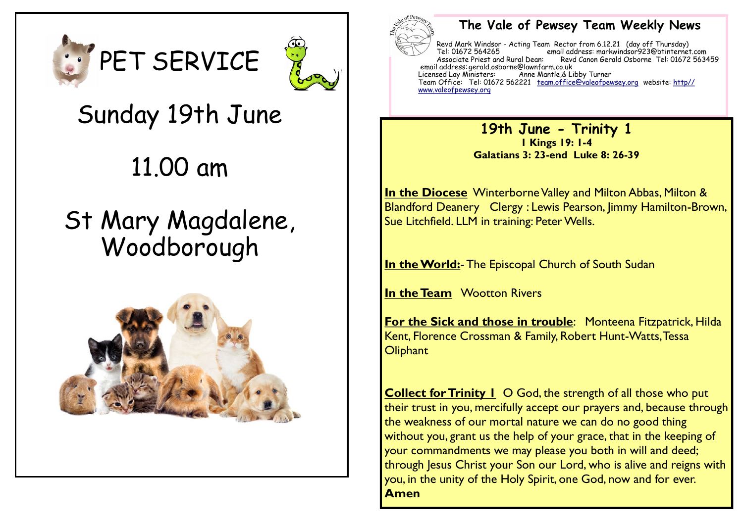# PET SERVICE

## Sunday 19th June

## 11.00 am

## St Mary Magdalene, Woodborough

# The Vale of Pewsey Team Weekly News

Revd Mark Windsor - Acting Team Rector from 6.12.21 (day off Thursday)
Tel: 01672 564265 email address: markwindsor923@btinternet.com
Associate Priest and Rural Dean: Revd Canon Gerald Osborne Tel: 01672 563459
email address: gerald.osborne@lawnfarm.co.uk
Licensed Lay Ministers: Anne Mantle,& Libby Turner
Team Office: Tel: 01672 562221 team.office@valeofpewsey.org website: http//www.valeofpewsey.org

## 19th June - Trinity 1

**I Kings 19: 1-4**
**Galatians 3: 23-end Luke 8: 26-39**

**In the Diocese** Winterborne Valley and Milton Abbas, Milton & Blandford Deanery Clergy : Lewis Pearson, Jimmy Hamilton-Brown, Sue Litchfield. LLM in training: Peter Wells.

**In the World:**- The Episcopal Church of South Sudan

**In the Team** Wootton Rivers

**For the Sick and those in trouble**: Monteena Fitzpatrick, Hilda Kent, Florence Crossman & Family, Robert Hunt-Watts, Tessa Oliphant

**Collect for Trinity 1** O God, the strength of all those who put their trust in you, mercifully accept our prayers and, because through the weakness of our mortal nature we can do no good thing without you, grant us the help of your grace, that in the keeping of your commandments we may please you both in will and deed; through Jesus Christ your Son our Lord, who is alive and reigns with you, in the unity of the Holy Spirit, one God, now and for ever. **Amen**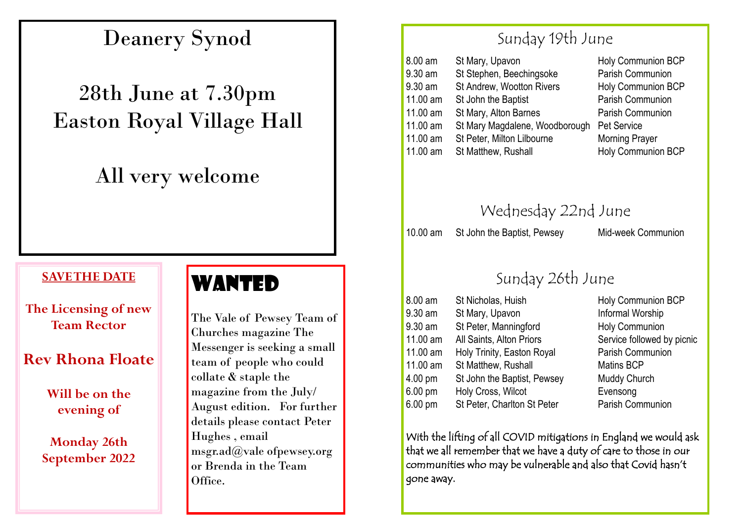# Deanery Synod

## 28th June at 7.30pm
## Easton Royal Village Hall

## All very welcome

**SAVE THE DATE**

**The Licensing of new Team Rector**

**Rev Rhona Floate**

**Will be on the evening of**

**Monday 26th September 2022**

# WANTED

The Vale of Pewsey Team of Churches magazine The Messenger is seeking a small team of people who could collate & staple the magazine from the July/ August edition. For further details please contact Peter Hughes , email msgr.ad@vale ofpewsey.org or Brenda in the Team Office.

## Sunday 19th June

| | | |
|---|---|---|
| 8.00 am | St Mary, Upavon | Holy Communion BCP |
| 9.30 am | St Stephen, Beechingsoke | Parish Communion |
| 9.30 am | St Andrew, Wootton Rivers | Holy Communion BCP |
| 11.00 am | St John the Baptist | Parish Communion |
| 11.00 am | St Mary, Alton Barnes | Parish Communion |
| 11.00 am | St Mary Magdalene, Woodborough | Pet Service |
| 11.00 am | St Peter, Milton Lilbourne | Morning Prayer |
| 11.00 am | St Matthew, Rushall | Holy Communion BCP |

## Wednesday 22nd June

| | | |
|---|---|---|
| 10.00 am | St John the Baptist, Pewsey | Mid-week Communion |

## Sunday 26th June

| | | |
|---|---|---|
| 8.00 am | St Nicholas, Huish | Holy Communion BCP |
| 9.30 am | St Mary, Upavon | Informal Worship |
| 9.30 am | St Peter, Manningford | Holy Communion |
| 11.00 am | All Saints, Alton Priors | Service followed by picnic |
| 11.00 am | Holy Trinity, Easton Royal | Parish Communion |
| 11.00 am | St Matthew, Rushall | Matins BCP |
| 4.00 pm | St John the Baptist, Pewsey | Muddy Church |
| 6.00 pm | Holy Cross, Wilcot | Evensong |
| 6.00 pm | St Peter, Charlton St Peter | Parish Communion |

With the lifting of all COVID mitigations in England we would ask that we all remember that we have a duty of care to those in our communities who may be vulnerable and also that Covid hasn't gone away.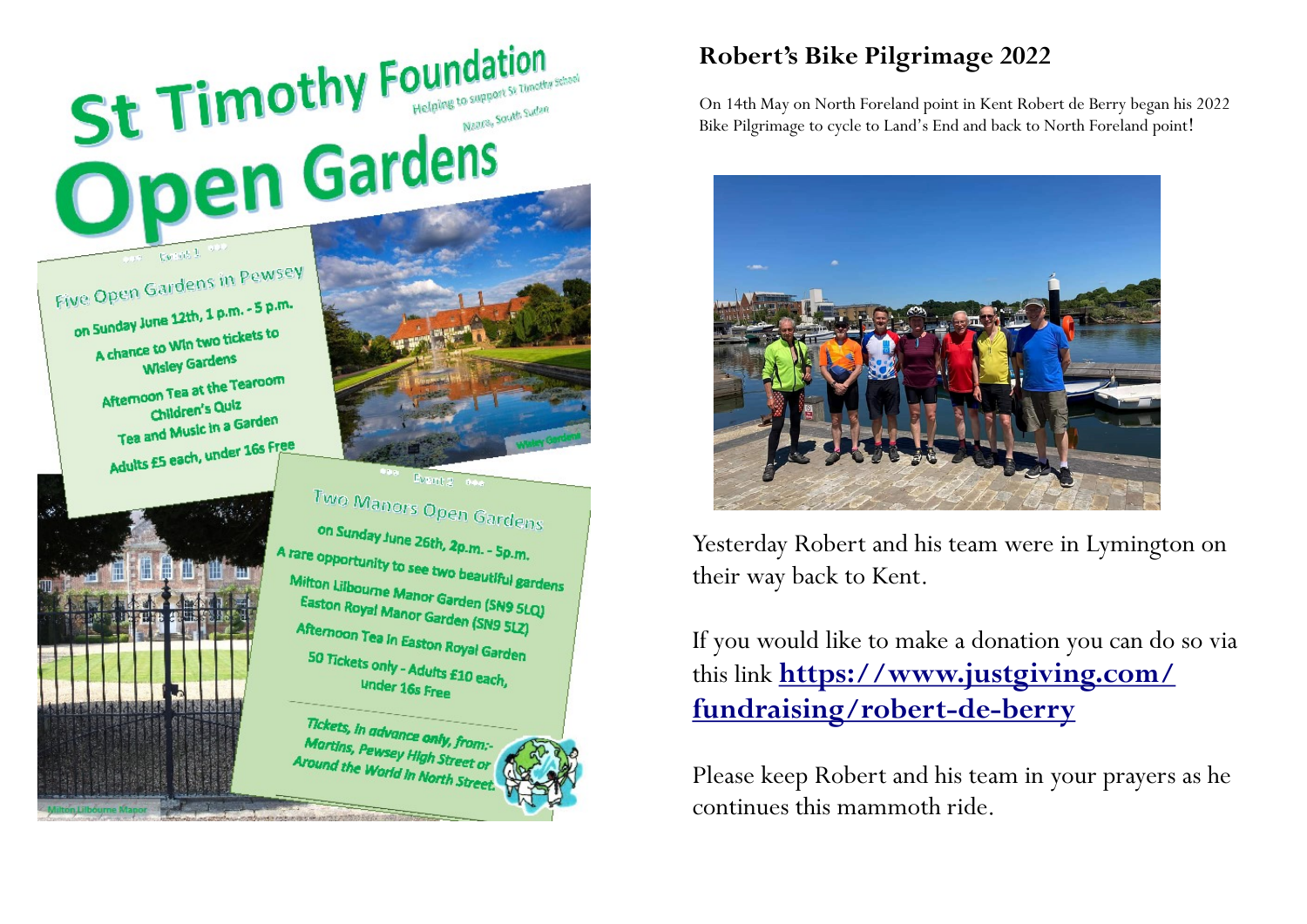# St Timothy Foundation

Helping to support St Timothy School

Nzara, South Sudan

# Open Gardens

Event 1

## Five Open Gardens in Pewsey

on Sunday June 12th, 1 p.m. - 5 p.m.

A chance to Win two tickets to Wisley Gardens

Afternoon Tea at the Tearoom

Children's Quiz

Tea and Music in a Garden

Adults £5 each, under 16s Free

Wisley Gardens

Event 2

## Two Manors Open Gardens

on Sunday June 26th, 2p.m. - 5p.m.

A rare opportunity to see two beautiful gardens

Milton Lilbourne Manor Garden (SN9 5LQ)

Easton Royal Manor Garden (SN9 5LZ)

Afternoon Tea in Easton Royal Garden

50 Tickets only - Adults £10 each, under 16s Free

*Tickets, in advance only, from:- Martins, Pewsey High Street or Around the World in North Street.*

Milton Lilbourne Manor

## Robert's Bike Pilgrimage 2022

On 14th May on North Foreland point in Kent Robert de Berry began his 2022 Bike Pilgrimage to cycle to Land's End and back to North Foreland point!

Yesterday Robert and his team were in Lymington on their way back to Kent.

If you would like to make a donation you can do so via this link **https://www.justgiving.com/fundraising/robert-de-berry**

Please keep Robert and his team in your prayers as he continues this mammoth ride.